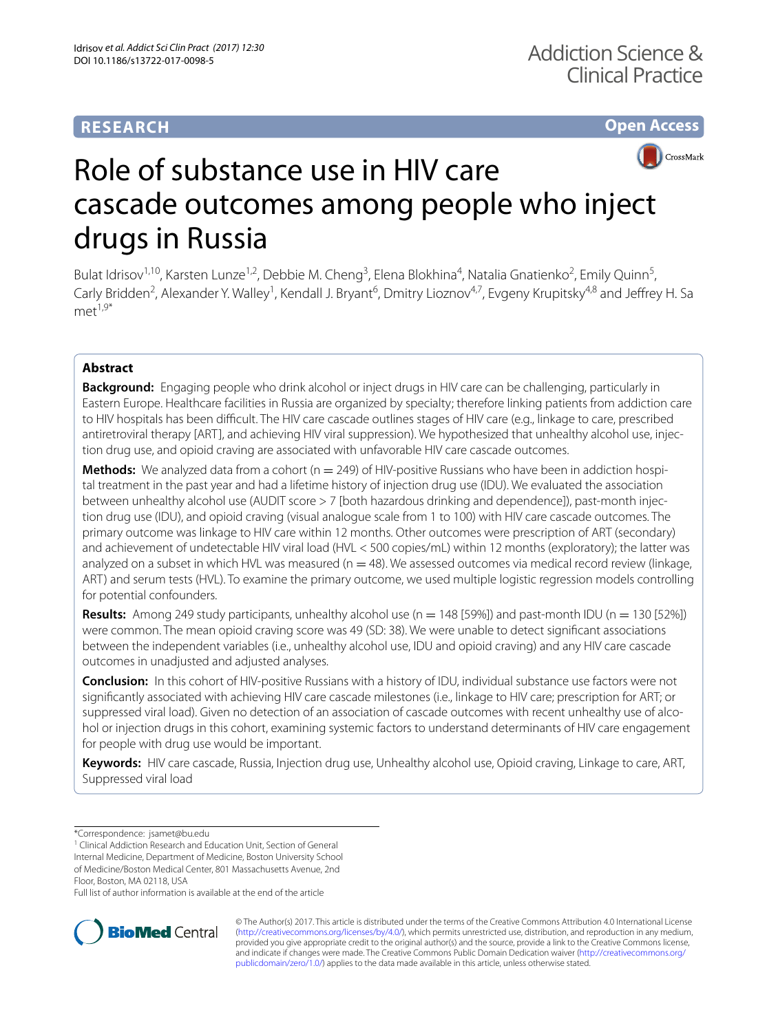RESEARCH

Open Access

# Role of substance use in HIV care cascade outcomes among people who inject drugs in Russia

Bulat Idrisov[1,10], Karsten Lunze[1,2], Debbie M. Cheng[3], Elena Blokhina[4], Natalia Gnatienko[2], Emily Quinn[5], Carly Bridden[2], Alexander Y. Walley[1], Kendall J. Bryant[6], Dmitry Lioznov[4,7], Evgeny Krupitsky[4,8] and Jeffrey H. Samet[1,9*]

## Abstract

**Background:** Engaging people who drink alcohol or inject drugs in HIV care can be challenging, particularly in Eastern Europe. Healthcare facilities in Russia are organized by specialty; therefore linking patients from addiction care to HIV hospitals has been difficult. The HIV care cascade outlines stages of HIV care (e.g., linkage to care, prescribed antiretroviral therapy [ART], and achieving HIV viral suppression). We hypothesized that unhealthy alcohol use, injection drug use, and opioid craving are associated with unfavorable HIV care cascade outcomes.

**Methods:** We analyzed data from a cohort (n = 249) of HIV-positive Russians who have been in addiction hospital treatment in the past year and had a lifetime history of injection drug use (IDU). We evaluated the association between unhealthy alcohol use (AUDIT score > 7 [both hazardous drinking and dependence]), past-month injection drug use (IDU), and opioid craving (visual analogue scale from 1 to 100) with HIV care cascade outcomes. The primary outcome was linkage to HIV care within 12 months. Other outcomes were prescription of ART (secondary) and achievement of undetectable HIV viral load (HVL < 500 copies/mL) within 12 months (exploratory); the latter was analyzed on a subset in which HVL was measured (n = 48). We assessed outcomes via medical record review (linkage, ART) and serum tests (HVL). To examine the primary outcome, we used multiple logistic regression models controlling for potential confounders.

**Results:** Among 249 study participants, unhealthy alcohol use (n = 148 [59%]) and past-month IDU (n = 130 [52%]) were common. The mean opioid craving score was 49 (SD: 38). We were unable to detect significant associations between the independent variables (i.e., unhealthy alcohol use, IDU and opioid craving) and any HIV care cascade outcomes in unadjusted and adjusted analyses.

**Conclusion:** In this cohort of HIV-positive Russians with a history of IDU, individual substance use factors were not significantly associated with achieving HIV care cascade milestones (i.e., linkage to HIV care; prescription for ART; or suppressed viral load). Given no detection of an association of cascade outcomes with recent unhealthy use of alcohol or injection drugs in this cohort, examining systemic factors to understand determinants of HIV care engagement for people with drug use would be important.

**Keywords:** HIV care cascade, Russia, Injection drug use, Unhealthy alcohol use, Opioid craving, Linkage to care, ART, Suppressed viral load

*Correspondence: jsamet@bu.edu
[1] Clinical Addiction Research and Education Unit, Section of General Internal Medicine, Department of Medicine, Boston University School of Medicine/Boston Medical Center, 801 Massachusetts Avenue, 2nd Floor, Boston, MA 02118, USA
Full list of author information is available at the end of the article

© The Author(s) 2017. This article is distributed under the terms of the Creative Commons Attribution 4.0 International License (http://creativecommons.org/licenses/by/4.0/), which permits unrestricted use, distribution, and reproduction in any medium, provided you give appropriate credit to the original author(s) and the source, provide a link to the Creative Commons license, and indicate if changes were made. The Creative Commons Public Domain Dedication waiver (http://creativecommons.org/publicdomain/zero/1.0/) applies to the data made available in this article, unless otherwise stated.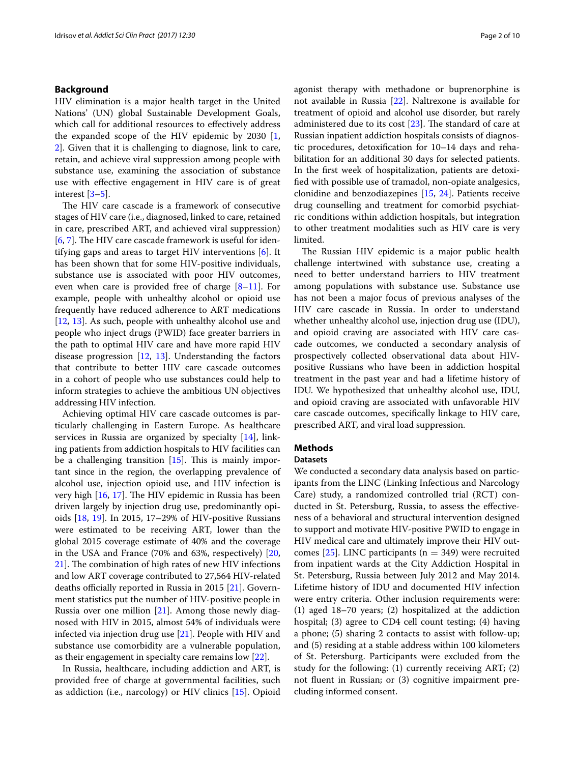## Background

HIV elimination is a major health target in the United Nations' (UN) global Sustainable Development Goals, which call for additional resources to effectively address the expanded scope of the HIV epidemic by 2030 [1, 2]. Given that it is challenging to diagnose, link to care, retain, and achieve viral suppression among people with substance use, examining the association of substance use with effective engagement in HIV care is of great interest [3–5].

The HIV care cascade is a framework of consecutive stages of HIV care (i.e., diagnosed, linked to care, retained in care, prescribed ART, and achieved viral suppression) [6, 7]. The HIV care cascade framework is useful for identifying gaps and areas to target HIV interventions [6]. It has been shown that for some HIV-positive individuals, substance use is associated with poor HIV outcomes, even when care is provided free of charge [8–11]. For example, people with unhealthy alcohol or opioid use frequently have reduced adherence to ART medications [12, 13]. As such, people with unhealthy alcohol use and people who inject drugs (PWID) face greater barriers in the path to optimal HIV care and have more rapid HIV disease progression [12, 13]. Understanding the factors that contribute to better HIV care cascade outcomes in a cohort of people who use substances could help to inform strategies to achieve the ambitious UN objectives addressing HIV infection.

Achieving optimal HIV care cascade outcomes is particularly challenging in Eastern Europe. As healthcare services in Russia are organized by specialty [14], linking patients from addiction hospitals to HIV facilities can be a challenging transition [15]. This is mainly important since in the region, the overlapping prevalence of alcohol use, injection opioid use, and HIV infection is very high [16, 17]. The HIV epidemic in Russia has been driven largely by injection drug use, predominantly opioids [18, 19]. In 2015, 17–29% of HIV-positive Russians were estimated to be receiving ART, lower than the global 2015 coverage estimate of 40% and the coverage in the USA and France (70% and 63%, respectively) [20, 21]. The combination of high rates of new HIV infections and low ART coverage contributed to 27,564 HIV-related deaths officially reported in Russia in 2015 [21]. Government statistics put the number of HIV-positive people in Russia over one million [21]. Among those newly diagnosed with HIV in 2015, almost 54% of individuals were infected via injection drug use [21]. People with HIV and substance use comorbidity are a vulnerable population, as their engagement in specialty care remains low [22].

In Russia, healthcare, including addiction and ART, is provided free of charge at governmental facilities, such as addiction (i.e., narcology) or HIV clinics [15]. Opioid agonist therapy with methadone or buprenorphine is not available in Russia [22]. Naltrexone is available for treatment of opioid and alcohol use disorder, but rarely administered due to its cost [23]. The standard of care at Russian inpatient addiction hospitals consists of diagnostic procedures, detoxification for 10–14 days and rehabilitation for an additional 30 days for selected patients. In the first week of hospitalization, patients are detoxified with possible use of tramadol, non-opiate analgesics, clonidine and benzodiazepines [15, 24]. Patients receive drug counselling and treatment for comorbid psychiatric conditions within addiction hospitals, but integration to other treatment modalities such as HIV care is very limited.

The Russian HIV epidemic is a major public health challenge intertwined with substance use, creating a need to better understand barriers to HIV treatment among populations with substance use. Substance use has not been a major focus of previous analyses of the HIV care cascade in Russia. In order to understand whether unhealthy alcohol use, injection drug use (IDU), and opioid craving are associated with HIV care cascade outcomes, we conducted a secondary analysis of prospectively collected observational data about HIV-positive Russians who have been in addiction hospital treatment in the past year and had a lifetime history of IDU. We hypothesized that unhealthy alcohol use, IDU, and opioid craving are associated with unfavorable HIV care cascade outcomes, specifically linkage to HIV care, prescribed ART, and viral load suppression.

## Methods

### Datasets

We conducted a secondary data analysis based on participants from the LINC (Linking Infectious and Narcology Care) study, a randomized controlled trial (RCT) conducted in St. Petersburg, Russia, to assess the effectiveness of a behavioral and structural intervention designed to support and motivate HIV-positive PWID to engage in HIV medical care and ultimately improve their HIV outcomes [25]. LINC participants (n = 349) were recruited from inpatient wards at the City Addiction Hospital in St. Petersburg, Russia between July 2012 and May 2014. Lifetime history of IDU and documented HIV infection were entry criteria. Other inclusion requirements were: (1) aged 18–70 years; (2) hospitalized at the addiction hospital; (3) agree to CD4 cell count testing; (4) having a phone; (5) sharing 2 contacts to assist with follow-up; and (5) residing at a stable address within 100 kilometers of St. Petersburg. Participants were excluded from the study for the following: (1) currently receiving ART; (2) not fluent in Russian; or (3) cognitive impairment precluding informed consent.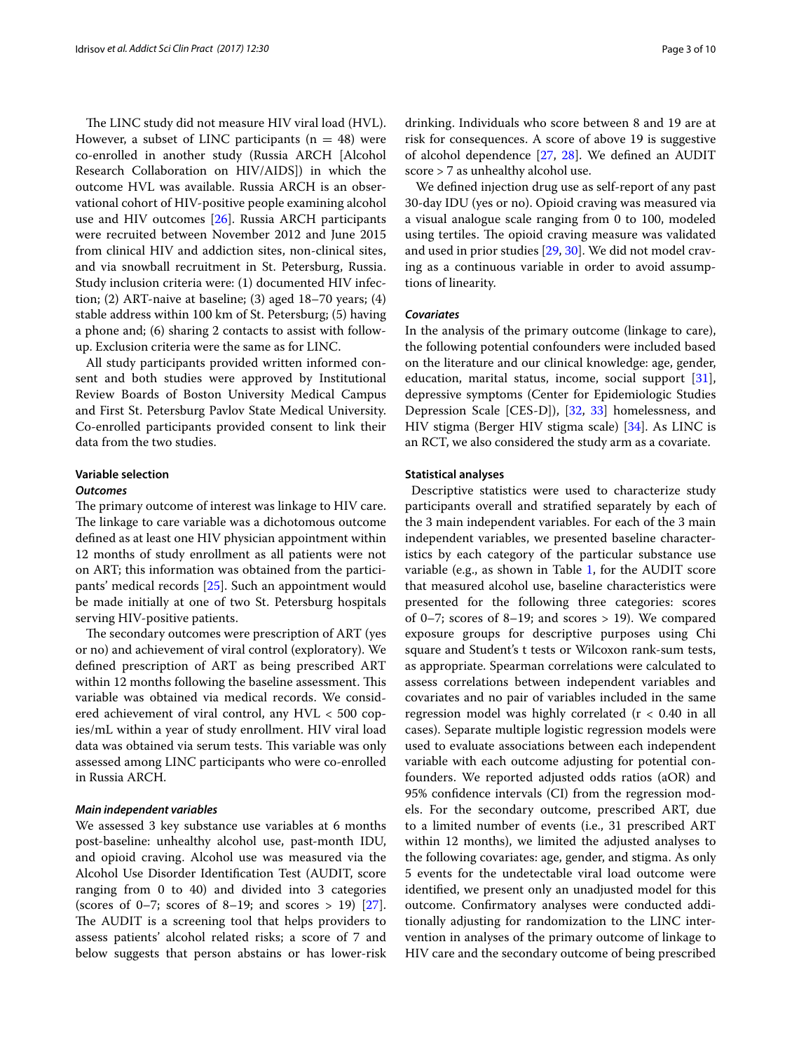The LINC study did not measure HIV viral load (HVL). However, a subset of LINC participants ($n = 48$) were co-enrolled in another study (Russia ARCH [Alcohol Research Collaboration on HIV/AIDS]) in which the outcome HVL was available. Russia ARCH is an observational cohort of HIV-positive people examining alcohol use and HIV outcomes [26]. Russia ARCH participants were recruited between November 2012 and June 2015 from clinical HIV and addiction sites, non-clinical sites, and via snowball recruitment in St. Petersburg, Russia. Study inclusion criteria were: (1) documented HIV infection; (2) ART-naive at baseline; (3) aged 18–70 years; (4) stable address within 100 km of St. Petersburg; (5) having a phone and; (6) sharing 2 contacts to assist with follow-up. Exclusion criteria were the same as for LINC.

All study participants provided written informed consent and both studies were approved by Institutional Review Boards of Boston University Medical Campus and First St. Petersburg Pavlov State Medical University. Co-enrolled participants provided consent to link their data from the two studies.

### Variable selection

#### *Outcomes*

The primary outcome of interest was linkage to HIV care. The linkage to care variable was a dichotomous outcome defined as at least one HIV physician appointment within 12 months of study enrollment as all patients were not on ART; this information was obtained from the participants' medical records [25]. Such an appointment would be made initially at one of two St. Petersburg hospitals serving HIV-positive patients.

The secondary outcomes were prescription of ART (yes or no) and achievement of viral control (exploratory). We defined prescription of ART as being prescribed ART within 12 months following the baseline assessment. This variable was obtained via medical records. We considered achievement of viral control, any HVL < 500 copies/mL within a year of study enrollment. HIV viral load data was obtained via serum tests. This variable was only assessed among LINC participants who were co-enrolled in Russia ARCH.

#### *Main independent variables*

We assessed 3 key substance use variables at 6 months post-baseline: unhealthy alcohol use, past-month IDU, and opioid craving. Alcohol use was measured via the Alcohol Use Disorder Identification Test (AUDIT, score ranging from 0 to 40) and divided into 3 categories (scores of 0–7; scores of 8–19; and scores > 19) [27]. The AUDIT is a screening tool that helps providers to assess patients' alcohol related risks; a score of 7 and below suggests that person abstains or has lower-risk drinking. Individuals who score between 8 and 19 are at risk for consequences. A score of above 19 is suggestive of alcohol dependence [27, 28]. We defined an AUDIT score > 7 as unhealthy alcohol use.

We defined injection drug use as self-report of any past 30-day IDU (yes or no). Opioid craving was measured via a visual analogue scale ranging from 0 to 100, modeled using tertiles. The opioid craving measure was validated and used in prior studies [29, 30]. We did not model craving as a continuous variable in order to avoid assumptions of linearity.

#### *Covariates*

In the analysis of the primary outcome (linkage to care), the following potential confounders were included based on the literature and our clinical knowledge: age, gender, education, marital status, income, social support [31], depressive symptoms (Center for Epidemiologic Studies Depression Scale [CES-D]), [32, 33] homelessness, and HIV stigma (Berger HIV stigma scale) [34]. As LINC is an RCT, we also considered the study arm as a covariate.

### Statistical analyses

Descriptive statistics were used to characterize study participants overall and stratified separately by each of the 3 main independent variables. For each of the 3 main independent variables, we presented baseline characteristics by each category of the particular substance use variable (e.g., as shown in Table 1, for the AUDIT score that measured alcohol use, baseline characteristics were presented for the following three categories: scores of 0–7; scores of 8–19; and scores > 19). We compared exposure groups for descriptive purposes using Chi square and Student's t tests or Wilcoxon rank-sum tests, as appropriate. Spearman correlations were calculated to assess correlations between independent variables and covariates and no pair of variables included in the same regression model was highly correlated ($r < 0.40$ in all cases). Separate multiple logistic regression models were used to evaluate associations between each independent variable with each outcome adjusting for potential confounders. We reported adjusted odds ratios (aOR) and 95% confidence intervals (CI) from the regression models. For the secondary outcome, prescribed ART, due to a limited number of events (i.e., 31 prescribed ART within 12 months), we limited the adjusted analyses to the following covariates: age, gender, and stigma. As only 5 events for the undetectable viral load outcome were identified, we present only an unadjusted model for this outcome. Confirmatory analyses were conducted additionally adjusting for randomization to the LINC intervention in analyses of the primary outcome of linkage to HIV care and the secondary outcome of being prescribed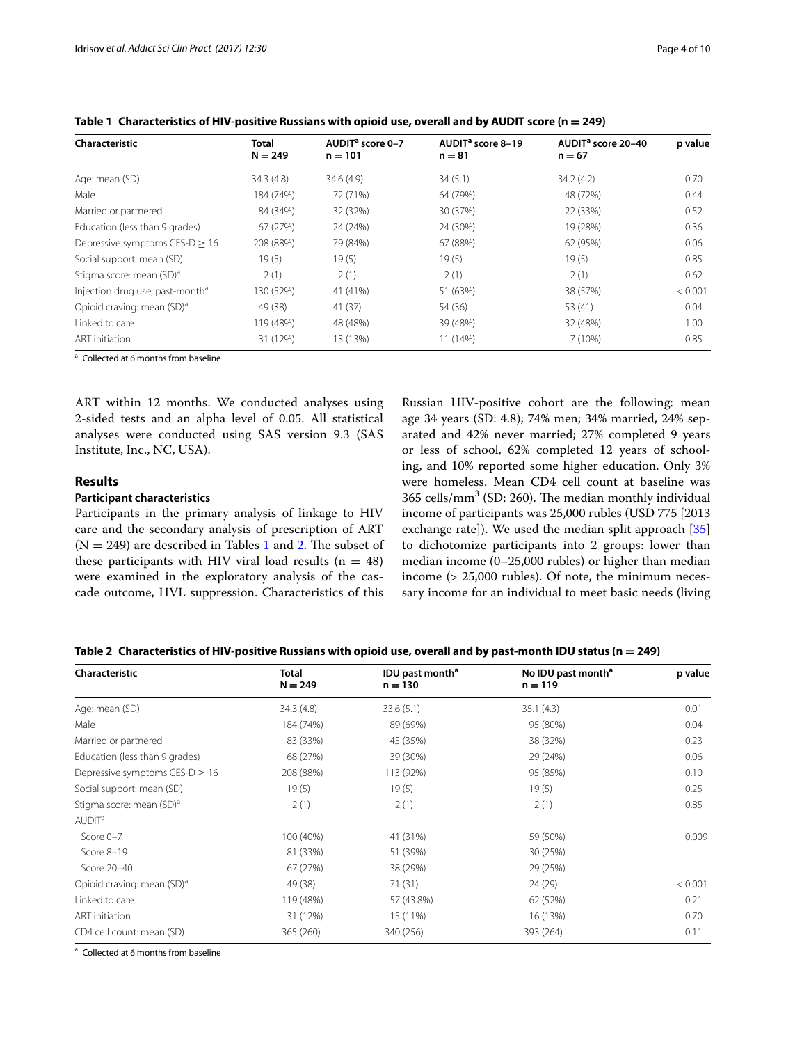**Table 1 Characteristics of HIV-positive Russians with opioid use, overall and by AUDIT score (n = 249)**

| Characteristic | Total N = 249 | AUDIT[a] score 0–7 n = 101 | AUDIT[a] score 8–19 n = 81 | AUDIT[a] score 20–40 n = 67 | p value |
|---|---|---|---|---|---|
| Age: mean (SD) | 34.3 (4.8) | 34.6 (4.9) | 34 (5.1) | 34.2 (4.2) | 0.70 |
| Male | 184 (74%) | 72 (71%) | 64 (79%) | 48 (72%) | 0.44 |
| Married or partnered | 84 (34%) | 32 (32%) | 30 (37%) | 22 (33%) | 0.52 |
| Education (less than 9 grades) | 67 (27%) | 24 (24%) | 24 (30%) | 19 (28%) | 0.36 |
| Depressive symptoms CES-D ≥ 16 | 208 (88%) | 79 (84%) | 67 (88%) | 62 (95%) | 0.06 |
| Social support: mean (SD) | 19 (5) | 19 (5) | 19 (5) | 19 (5) | 0.85 |
| Stigma score: mean (SD)[a] | 2 (1) | 2 (1) | 2 (1) | 2 (1) | 0.62 |
| Injection drug use, past-month[a] | 130 (52%) | 41 (41%) | 51 (63%) | 38 (57%) | < 0.001 |
| Opioid craving: mean (SD)[a] | 49 (38) | 41 (37) | 54 (36) | 53 (41) | 0.04 |
| Linked to care | 119 (48%) | 48 (48%) | 39 (48%) | 32 (48%) | 1.00 |
| ART initiation | 31 (12%) | 13 (13%) | 11 (14%) | 7 (10%) | 0.85 |

[a] Collected at 6 months from baseline

ART within 12 months. We conducted analyses using 2-sided tests and an alpha level of 0.05. All statistical analyses were conducted using SAS version 9.3 (SAS Institute, Inc., NC, USA).

## Results

### Participant characteristics

Participants in the primary analysis of linkage to HIV care and the secondary analysis of prescription of ART (N = 249) are described in Tables 1 and 2. The subset of these participants with HIV viral load results (n = 48) were examined in the exploratory analysis of the cascade outcome, HVL suppression. Characteristics of this Russian HIV-positive cohort are the following: mean age 34 years (SD: 4.8); 74% men; 34% married, 24% separated and 42% never married; 27% completed 9 years or less of school, 62% completed 12 years of schooling, and 10% reported some higher education. Only 3% were homeless. Mean CD4 cell count at baseline was 365 cells/mm$^3$ (SD: 260). The median monthly individual income of participants was 25,000 rubles (USD 775 [2013 exchange rate]). We used the median split approach [35] to dichotomize participants into 2 groups: lower than median income (0–25,000 rubles) or higher than median income (> 25,000 rubles). Of note, the minimum necessary income for an individual to meet basic needs (living

**Table 2 Characteristics of HIV-positive Russians with opioid use, overall and by past-month IDU status (n = 249)**

| Characteristic | Total N = 249 | IDU past month[a] n = 130 | No IDU past month[a] n = 119 | p value |
|---|---|---|---|---|
| Age: mean (SD) | 34.3 (4.8) | 33.6 (5.1) | 35.1 (4.3) | 0.01 |
| Male | 184 (74%) | 89 (69%) | 95 (80%) | 0.04 |
| Married or partnered | 83 (33%) | 45 (35%) | 38 (32%) | 0.23 |
| Education (less than 9 grades) | 68 (27%) | 39 (30%) | 29 (24%) | 0.06 |
| Depressive symptoms CES-D ≥ 16 | 208 (88%) | 113 (92%) | 95 (85%) | 0.10 |
| Social support: mean (SD) | 19 (5) | 19 (5) | 19 (5) | 0.25 |
| Stigma score: mean (SD)[a] | 2 (1) | 2 (1) | 2 (1) | 0.85 |
| AUDIT[a] | | | | |
| Score 0–7 | 100 (40%) | 41 (31%) | 59 (50%) | 0.009 |
| Score 8–19 | 81 (33%) | 51 (39%) | 30 (25%) | |
| Score 20–40 | 67 (27%) | 38 (29%) | 29 (25%) | |
| Opioid craving: mean (SD)[a] | 49 (38) | 71 (31) | 24 (29) | < 0.001 |
| Linked to care | 119 (48%) | 57 (43.8%) | 62 (52%) | 0.21 |
| ART initiation | 31 (12%) | 15 (11%) | 16 (13%) | 0.70 |
| CD4 cell count: mean (SD) | 365 (260) | 340 (256) | 393 (264) | 0.11 |

[a] Collected at 6 months from baseline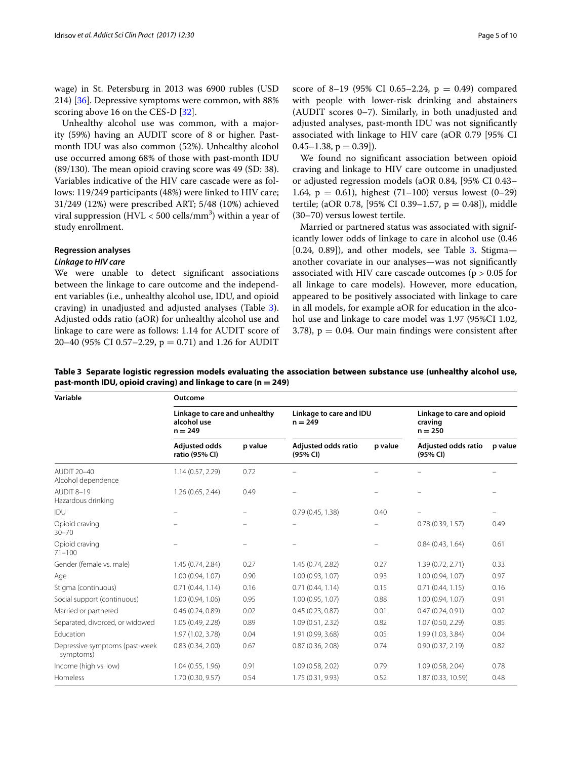wage) in St. Petersburg in 2013 was 6900 rubles (USD 214) [36]. Depressive symptoms were common, with 88% scoring above 16 on the CES-D [32].

Unhealthy alcohol use was common, with a majority (59%) having an AUDIT score of 8 or higher. Past-month IDU was also common (52%). Unhealthy alcohol use occurred among 68% of those with past-month IDU (89/130). The mean opioid craving score was 49 (SD: 38). Variables indicative of the HIV care cascade were as follows: 119/249 participants (48%) were linked to HIV care; 31/249 (12%) were prescribed ART; 5/48 (10%) achieved viral suppression (HVL < 500 cells/mm$^3$) within a year of study enrollment.

### Regression analyses

#### *Linkage to HIV care*

We were unable to detect significant associations between the linkage to care outcome and the independent variables (i.e., unhealthy alcohol use, IDU, and opioid craving) in unadjusted and adjusted analyses (Table 3). Adjusted odds ratio (aOR) for unhealthy alcohol use and linkage to care were as follows: 1.14 for AUDIT score of 20–40 (95% CI 0.57–2.29, p = 0.71) and 1.26 for AUDIT score of 8–19 (95% CI 0.65–2.24, p = 0.49) compared with people with lower-risk drinking and abstainers (AUDIT scores 0–7). Similarly, in both unadjusted and adjusted analyses, past-month IDU was not significantly associated with linkage to HIV care (aOR 0.79 [95% CI 0.45–1.38, p = 0.39]).

We found no significant association between opioid craving and linkage to HIV care outcome in unadjusted or adjusted regression models (aOR 0.84, [95% CI 0.43–1.64, p = 0.61), highest (71–100) versus lowest (0–29) tertile; (aOR 0.78, [95% CI 0.39–1.57, p = 0.48]), middle (30–70) versus lowest tertile.

Married or partnered status was associated with significantly lower odds of linkage to care in alcohol use (0.46 [0.24, 0.89]), and other models, see Table 3. Stigma—another covariate in our analyses—was not significantly associated with HIV care cascade outcomes (p > 0.05 for all linkage to care models). However, more education, appeared to be positively associated with linkage to care in all models, for example aOR for education in the alcohol use and linkage to care model was 1.97 (95%CI 1.02, 3.78), p = 0.04. Our main findings were consistent after

**Table 3 Separate logistic regression models evaluating the association between substance use (unhealthy alcohol use, past-month IDU, opioid craving) and linkage to care (n = 249)**

| Variable | Outcome | | | | | |
|---|---|---|---|---|---|---|
| | Linkage to care and unhealthy alcohol use n = 249 | | Linkage to care and IDU n = 249 | | Linkage to care and opioid craving n = 250 | |
| | Adjusted odds ratio (95% CI) | p value | Adjusted odds ratio (95% CI) | p value | Adjusted odds ratio (95% CI) | p value |
| AUDIT 20–40 Alcohol dependence | 1.14 (0.57, 2.29) | 0.72 | – | – | – | – |
| AUDIT 8–19 Hazardous drinking | 1.26 (0.65, 2.44) | 0.49 | – | – | – | – |
| IDU | – | – | 0.79 (0.45, 1.38) | 0.40 | – | – |
| Opioid craving 30–70 | – | – | – | – | 0.78 (0.39, 1.57) | 0.49 |
| Opioid craving 71–100 | – | – | – | – | 0.84 (0.43, 1.64) | 0.61 |
| Gender (female vs. male) | 1.45 (0.74, 2.84) | 0.27 | 1.45 (0.74, 2.82) | 0.27 | 1.39 (0.72, 2.71) | 0.33 |
| Age | 1.00 (0.94, 1.07) | 0.90 | 1.00 (0.93, 1.07) | 0.93 | 1.00 (0.94, 1.07) | 0.97 |
| Stigma (continuous) | 0.71 (0.44, 1.14) | 0.16 | 0.71 (0.44, 1.14) | 0.15 | 0.71 (0.44, 1.15) | 0.16 |
| Social support (continuous) | 1.00 (0.94, 1.06) | 0.95 | 1.00 (0.95, 1.07) | 0.88 | 1.00 (0.94, 1.07) | 0.91 |
| Married or partnered | 0.46 (0.24, 0.89) | 0.02 | 0.45 (0.23, 0.87) | 0.01 | 0.47 (0.24, 0.91) | 0.02 |
| Separated, divorced, or widowed | 1.05 (0.49, 2.28) | 0.89 | 1.09 (0.51, 2.32) | 0.82 | 1.07 (0.50, 2.29) | 0.85 |
| Education | 1.97 (1.02, 3.78) | 0.04 | 1.91 (0.99, 3.68) | 0.05 | 1.99 (1.03, 3.84) | 0.04 |
| Depressive symptoms (past-week symptoms) | 0.83 (0.34, 2.00) | 0.67 | 0.87 (0.36, 2.08) | 0.74 | 0.90 (0.37, 2.19) | 0.82 |
| Income (high vs. low) | 1.04 (0.55, 1.96) | 0.91 | 1.09 (0.58, 2.02) | 0.79 | 1.09 (0.58, 2.04) | 0.78 |
| Homeless | 1.70 (0.30, 9.57) | 0.54 | 1.75 (0.31, 9.93) | 0.52 | 1.87 (0.33, 10.59) | 0.48 |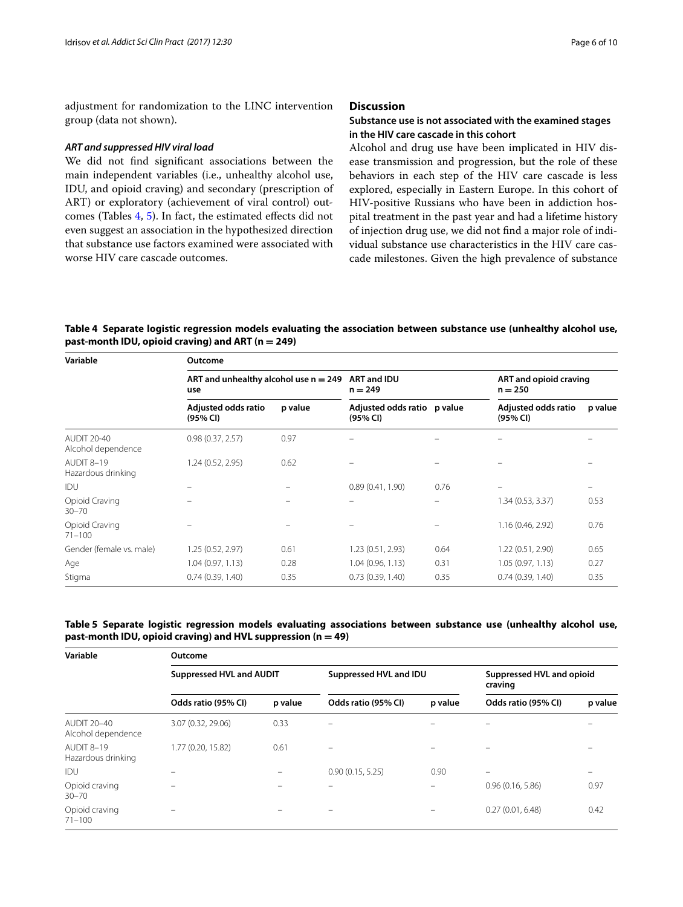adjustment for randomization to the LINC intervention group (data not shown).

#### *ART and suppressed HIV viral load*

We did not find significant associations between the main independent variables (i.e., unhealthy alcohol use, IDU, and opioid craving) and secondary (prescription of ART) or exploratory (achievement of viral control) outcomes (Tables 4, 5). In fact, the estimated effects did not even suggest an association in the hypothesized direction that substance use factors examined were associated with worse HIV care cascade outcomes.

## Discussion

### Substance use is not associated with the examined stages in the HIV care cascade in this cohort

Alcohol and drug use have been implicated in HIV disease transmission and progression, but the role of these behaviors in each step of the HIV care cascade is less explored, especially in Eastern Europe. In this cohort of HIV-positive Russians who have been in addiction hospital treatment in the past year and had a lifetime history of injection drug use, we did not find a major role of individual substance use characteristics in the HIV care cascade milestones. Given the high prevalence of substance

**Table 4 Separate logistic regression models evaluating the association between substance use (unhealthy alcohol use, past-month IDU, opioid craving) and ART (n = 249)**

| Variable | Outcome | | | | | |
|---|---|---|---|---|---|---|
| | ART and unhealthy alcohol use n = 249 | | ART and IDU n = 249 | | ART and opioid craving n = 250 | |
| | Adjusted odds ratio (95% CI) | p value | Adjusted odds ratio (95% CI) | p value | Adjusted odds ratio (95% CI) | p value |
| AUDIT 20-40 Alcohol dependence | 0.98 (0.37, 2.57) | 0.97 | – | – | – | – |
| AUDIT 8–19 Hazardous drinking | 1.24 (0.52, 2.95) | 0.62 | – | – | – | – |
| IDU | – | – | 0.89 (0.41, 1.90) | 0.76 | – | – |
| Opioid Craving 30–70 | – | – | – | – | 1.34 (0.53, 3.37) | 0.53 |
| Opioid Craving 71–100 | – | – | – | – | 1.16 (0.46, 2.92) | 0.76 |
| Gender (female vs. male) | 1.25 (0.52, 2.97) | 0.61 | 1.23 (0.51, 2.93) | 0.64 | 1.22 (0.51, 2.90) | 0.65 |
| Age | 1.04 (0.97, 1.13) | 0.28 | 1.04 (0.96, 1.13) | 0.31 | 1.05 (0.97, 1.13) | 0.27 |
| Stigma | 0.74 (0.39, 1.40) | 0.35 | 0.73 (0.39, 1.40) | 0.35 | 0.74 (0.39, 1.40) | 0.35 |

**Table 5 Separate logistic regression models evaluating associations between substance use (unhealthy alcohol use, past-month IDU, opioid craving) and HVL suppression (n = 49)**

| Variable | Outcome | | | | | |
|---|---|---|---|---|---|---|
| | Suppressed HVL and AUDIT | | Suppressed HVL and IDU | | Suppressed HVL and opioid craving | |
| | Odds ratio (95% CI) | p value | Odds ratio (95% CI) | p value | Odds ratio (95% CI) | p value |
| AUDIT 20–40 Alcohol dependence | 3.07 (0.32, 29.06) | 0.33 | – | – | – | – |
| AUDIT 8–19 Hazardous drinking | 1.77 (0.20, 15.82) | 0.61 | – | – | – | – |
| IDU | – | – | 0.90 (0.15, 5.25) | 0.90 | – | – |
| Opioid craving 30–70 | – | – | – | – | 0.96 (0.16, 5.86) | 0.97 |
| Opioid craving 71–100 | – | – | – | – | 0.27 (0.01, 6.48) | 0.42 |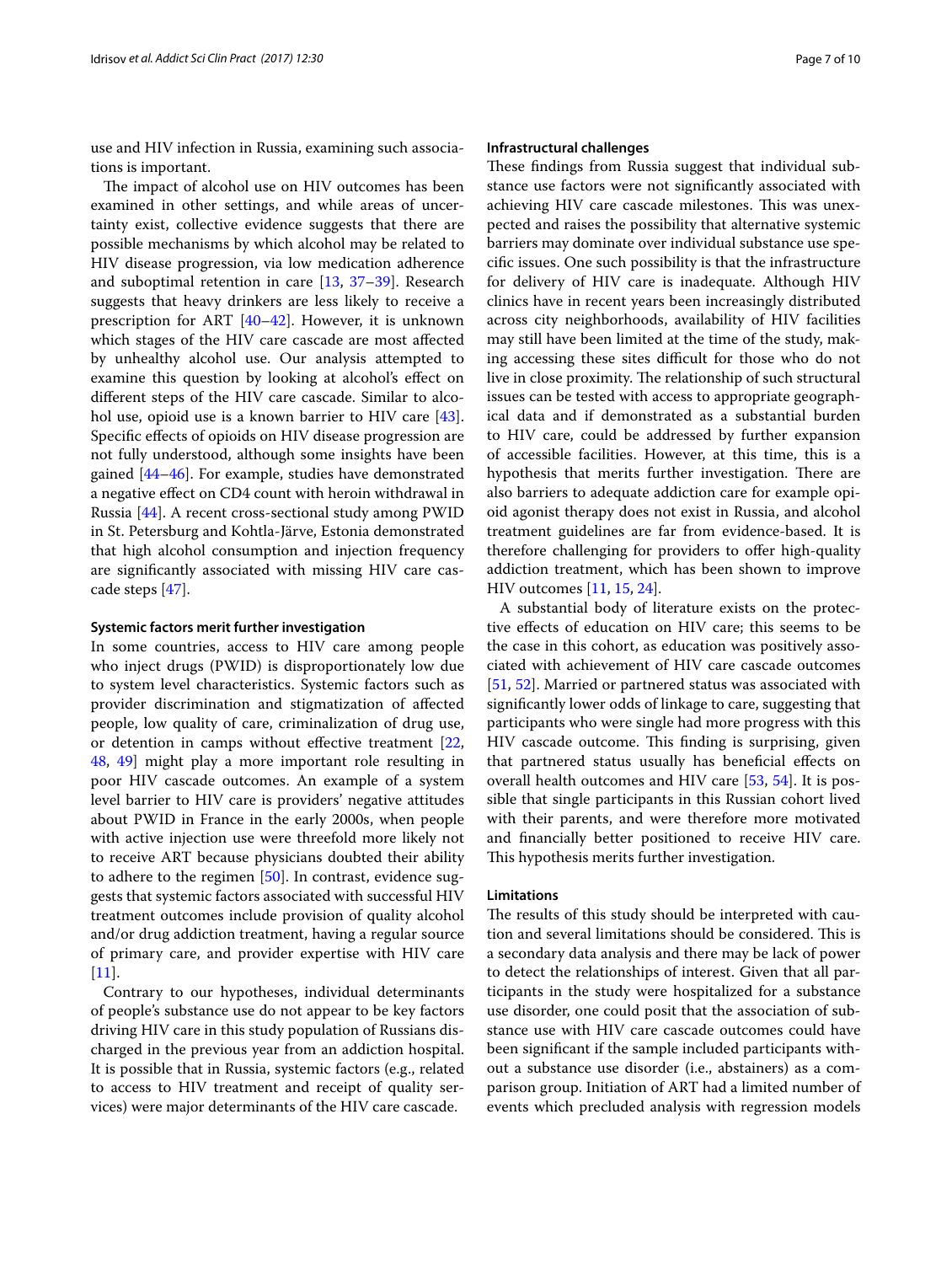use and HIV infection in Russia, examining such associations is important.

The impact of alcohol use on HIV outcomes has been examined in other settings, and while areas of uncertainty exist, collective evidence suggests that there are possible mechanisms by which alcohol may be related to HIV disease progression, via low medication adherence and suboptimal retention in care [13, 37–39]. Research suggests that heavy drinkers are less likely to receive a prescription for ART [40–42]. However, it is unknown which stages of the HIV care cascade are most affected by unhealthy alcohol use. Our analysis attempted to examine this question by looking at alcohol's effect on different steps of the HIV care cascade. Similar to alcohol use, opioid use is a known barrier to HIV care [43]. Specific effects of opioids on HIV disease progression are not fully understood, although some insights have been gained [44–46]. For example, studies have demonstrated a negative effect on CD4 count with heroin withdrawal in Russia [44]. A recent cross-sectional study among PWID in St. Petersburg and Kohtla-Järve, Estonia demonstrated that high alcohol consumption and injection frequency are significantly associated with missing HIV care cascade steps [47].

#### Systemic factors merit further investigation

In some countries, access to HIV care among people who inject drugs (PWID) is disproportionately low due to system level characteristics. Systemic factors such as provider discrimination and stigmatization of affected people, low quality of care, criminalization of drug use, or detention in camps without effective treatment [22, 48, 49] might play a more important role resulting in poor HIV cascade outcomes. An example of a system level barrier to HIV care is providers' negative attitudes about PWID in France in the early 2000s, when people with active injection use were threefold more likely not to receive ART because physicians doubted their ability to adhere to the regimen [50]. In contrast, evidence suggests that systemic factors associated with successful HIV treatment outcomes include provision of quality alcohol and/or drug addiction treatment, having a regular source of primary care, and provider expertise with HIV care [11].

Contrary to our hypotheses, individual determinants of people's substance use do not appear to be key factors driving HIV care in this study population of Russians discharged in the previous year from an addiction hospital. It is possible that in Russia, systemic factors (e.g., related to access to HIV treatment and receipt of quality services) were major determinants of the HIV care cascade.

#### Infrastructural challenges

These findings from Russia suggest that individual substance use factors were not significantly associated with achieving HIV care cascade milestones. This was unexpected and raises the possibility that alternative systemic barriers may dominate over individual substance use specific issues. One such possibility is that the infrastructure for delivery of HIV care is inadequate. Although HIV clinics have in recent years been increasingly distributed across city neighborhoods, availability of HIV facilities may still have been limited at the time of the study, making accessing these sites difficult for those who do not live in close proximity. The relationship of such structural issues can be tested with access to appropriate geographical data and if demonstrated as a substantial burden to HIV care, could be addressed by further expansion of accessible facilities. However, at this time, this is a hypothesis that merits further investigation. There are also barriers to adequate addiction care for example opioid agonist therapy does not exist in Russia, and alcohol treatment guidelines are far from evidence-based. It is therefore challenging for providers to offer high-quality addiction treatment, which has been shown to improve HIV outcomes [11, 15, 24].

A substantial body of literature exists on the protective effects of education on HIV care; this seems to be the case in this cohort, as education was positively associated with achievement of HIV care cascade outcomes [51, 52]. Married or partnered status was associated with significantly lower odds of linkage to care, suggesting that participants who were single had more progress with this HIV cascade outcome. This finding is surprising, given that partnered status usually has beneficial effects on overall health outcomes and HIV care [53, 54]. It is possible that single participants in this Russian cohort lived with their parents, and were therefore more motivated and financially better positioned to receive HIV care. This hypothesis merits further investigation.

#### Limitations

The results of this study should be interpreted with caution and several limitations should be considered. This is a secondary data analysis and there may be lack of power to detect the relationships of interest. Given that all participants in the study were hospitalized for a substance use disorder, one could posit that the association of substance use with HIV care cascade outcomes could have been significant if the sample included participants without a substance use disorder (i.e., abstainers) as a comparison group. Initiation of ART had a limited number of events which precluded analysis with regression models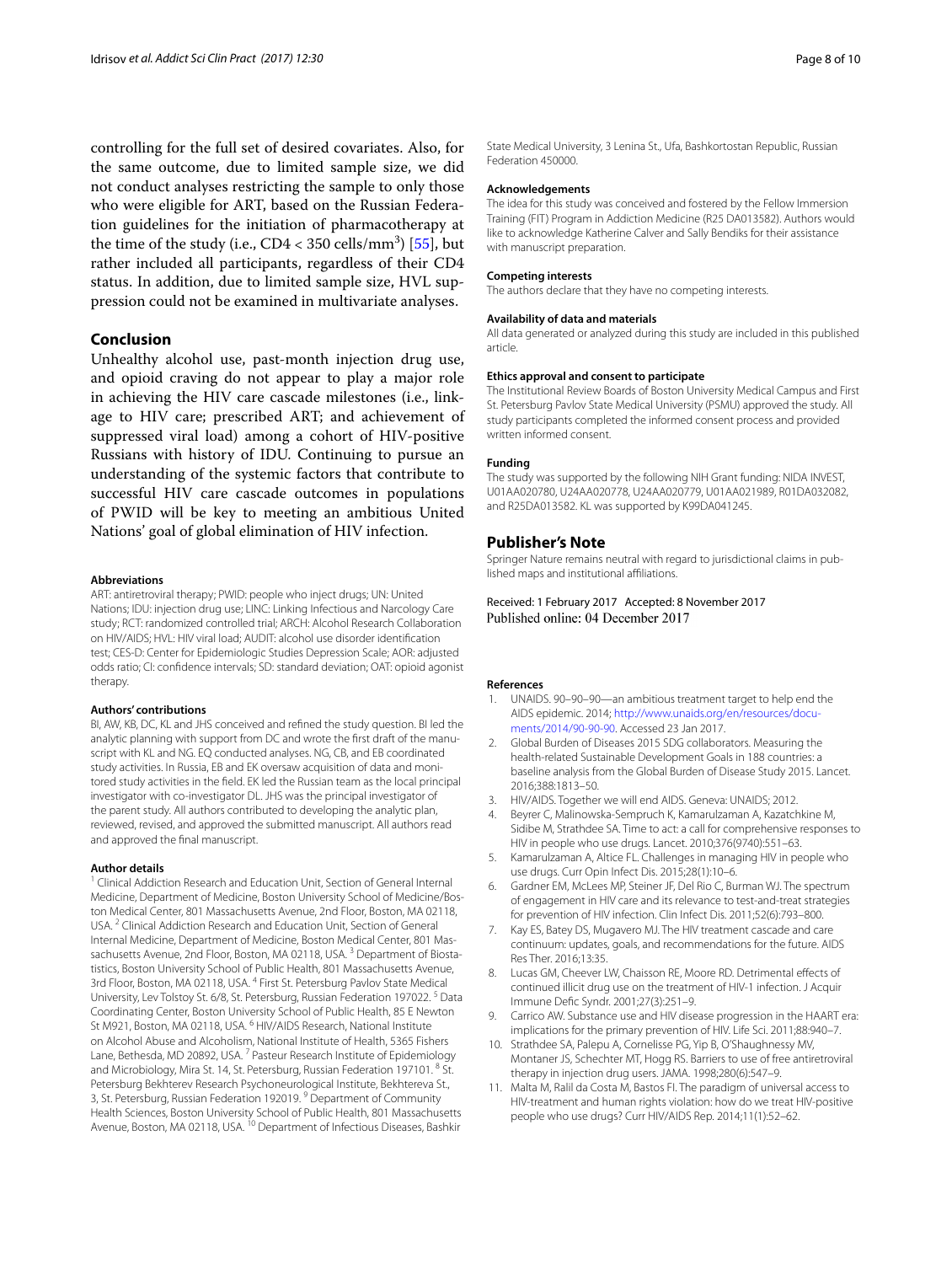controlling for the full set of desired covariates. Also, for the same outcome, due to limited sample size, we did not conduct analyses restricting the sample to only those who were eligible for ART, based on the Russian Federation guidelines for the initiation of pharmacotherapy at the time of the study (i.e., CD4 < 350 cells/mm$^3$) [55], but rather included all participants, regardless of their CD4 status. In addition, due to limited sample size, HVL suppression could not be examined in multivariate analyses.

## Conclusion

Unhealthy alcohol use, past-month injection drug use, and opioid craving do not appear to play a major role in achieving the HIV care cascade milestones (i.e., linkage to HIV care; prescribed ART; and achievement of suppressed viral load) among a cohort of HIV-positive Russians with history of IDU. Continuing to pursue an understanding of the systemic factors that contribute to successful HIV care cascade outcomes in populations of PWID will be key to meeting an ambitious United Nations' goal of global elimination of HIV infection.

#### Abbreviations

ART: antiretroviral therapy; PWID: people who inject drugs; UN: United Nations; IDU: injection drug use; LINC: Linking Infectious and Narcology Care study; RCT: randomized controlled trial; ARCH: Alcohol Research Collaboration on HIV/AIDS; HVL: HIV viral load; AUDIT: alcohol use disorder identification test; CES-D: Center for Epidemiologic Studies Depression Scale; AOR: adjusted odds ratio; CI: confidence intervals; SD: standard deviation; OAT: opioid agonist therapy.

#### Authors' contributions

BI, AW, KB, DC, KL and JHS conceived and refined the study question. BI led the analytic planning with support from DC and wrote the first draft of the manuscript with KL and NG. EQ conducted analyses. NG, CB, and EB coordinated study activities. In Russia, EB and EK oversaw acquisition of data and monitored study activities in the field. EK led the Russian team as the local principal investigator with co-investigator DL. JHS was the principal investigator of the parent study. All authors contributed to developing the analytic plan, reviewed, revised, and approved the submitted manuscript. All authors read and approved the final manuscript.

#### Author details

[1] Clinical Addiction Research and Education Unit, Section of General Internal Medicine, Department of Medicine, Boston University School of Medicine/Boston Medical Center, 801 Massachusetts Avenue, 2nd Floor, Boston, MA 02118, USA. [2] Clinical Addiction Research and Education Unit, Section of General Internal Medicine, Department of Medicine, Boston Medical Center, 801 Massachusetts Avenue, 2nd Floor, Boston, MA 02118, USA. [3] Department of Biostatistics, Boston University School of Public Health, 801 Massachusetts Avenue, 3rd Floor, Boston, MA 02118, USA. [4] First St. Petersburg Pavlov State Medical University, Lev Tolstoy St. 6/8, St. Petersburg, Russian Federation 197022. [5] Data Coordinating Center, Boston University School of Public Health, 85 E Newton St M921, Boston, MA 02118, USA. [6] HIV/AIDS Research, National Institute on Alcohol Abuse and Alcoholism, National Institute of Health, 5365 Fishers Lane, Bethesda, MD 20892, USA. [7] Pasteur Research Institute of Epidemiology and Microbiology, Mira St. 14, St. Petersburg, Russian Federation 197101. [8] St. Petersburg Bekhterev Research Psychoneurological Institute, Bekhtereva St., 3, St. Petersburg, Russian Federation 192019. [9] Department of Community Health Sciences, Boston University School of Public Health, 801 Massachusetts Avenue, Boston, MA 02118, USA. [10] Department of Infectious Diseases, Bashkir State Medical University, 3 Lenina St., Ufa, Bashkortostan Republic, Russian Federation 450000.

#### Acknowledgements

The idea for this study was conceived and fostered by the Fellow Immersion Training (FIT) Program in Addiction Medicine (R25 DA013582). Authors would like to acknowledge Katherine Calver and Sally Bendiks for their assistance with manuscript preparation.

#### Competing interests

The authors declare that they have no competing interests.

#### Availability of data and materials

All data generated or analyzed during this study are included in this published article.

#### Ethics approval and consent to participate

The Institutional Review Boards of Boston University Medical Campus and First St. Petersburg Pavlov State Medical University (PSMU) approved the study. All study participants completed the informed consent process and provided written informed consent.

#### Funding

The study was supported by the following NIH Grant funding: NIDA INVEST, U01AA020780, U24AA020778, U24AA020779, U01AA021989, R01DA032082, and R25DA013582. KL was supported by K99DA041245.

## Publisher's Note

Springer Nature remains neutral with regard to jurisdictional claims in published maps and institutional affiliations.

Received: 1 February 2017 Accepted: 8 November 2017
Published online: 04 December 2017

#### References

1. UNAIDS. 90–90–90—an ambitious treatment target to help end the AIDS epidemic. 2014; http://www.unaids.org/en/resources/documents/2014/90-90-90. Accessed 23 Jan 2017.
2. Global Burden of Diseases 2015 SDG collaborators. Measuring the health-related Sustainable Development Goals in 188 countries: a baseline analysis from the Global Burden of Disease Study 2015. Lancet. 2016;388:1813–50.
3. HIV/AIDS. Together we will end AIDS. Geneva: UNAIDS; 2012.
4. Beyrer C, Malinowska-Sempruch K, Kamarulzaman A, Kazatchkine M, Sidibe M, Strathdee SA. Time to act: a call for comprehensive responses to HIV in people who use drugs. Lancet. 2010;376(9740):551–63.
5. Kamarulzaman A, Altice FL. Challenges in managing HIV in people who use drugs. Curr Opin Infect Dis. 2015;28(1):10–6.
6. Gardner EM, McLees MP, Steiner JF, Del Rio C, Burman WJ. The spectrum of engagement in HIV care and its relevance to test-and-treat strategies for prevention of HIV infection. Clin Infect Dis. 2011;52(6):793–800.
7. Kay ES, Batey DS, Mugavero MJ. The HIV treatment cascade and care continuum: updates, goals, and recommendations for the future. AIDS Res Ther. 2016;13:35.
8. Lucas GM, Cheever LW, Chaisson RE, Moore RD. Detrimental effects of continued illicit drug use on the treatment of HIV-1 infection. J Acquir Immune Defic Syndr. 2001;27(3):251–9.
9. Carrico AW. Substance use and HIV disease progression in the HAART era: implications for the primary prevention of HIV. Life Sci. 2011;88:940–7.
10. Strathdee SA, Palepu A, Cornelisse PG, Yip B, O'Shaughnessy MV, Montaner JS, Schechter MT, Hogg RS. Barriers to use of free antiretroviral therapy in injection drug users. JAMA. 1998;280(6):547–9.
11. Malta M, Ralil da Costa M, Bastos FI. The paradigm of universal access to HIV-treatment and human rights violation: how do we treat HIV-positive people who use drugs? Curr HIV/AIDS Rep. 2014;11(1):52–62.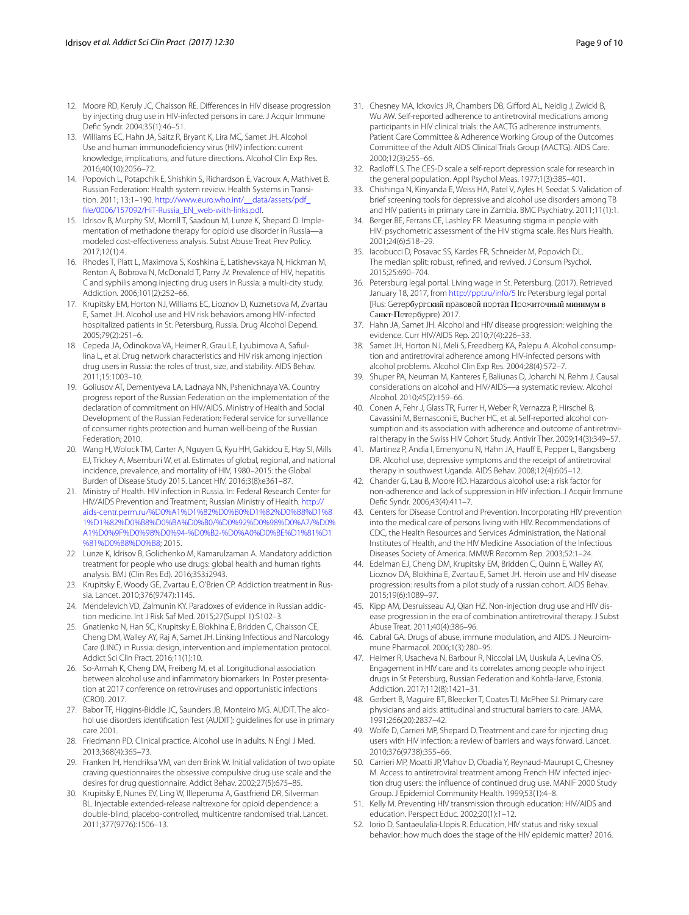12. Moore RD, Keruly JC, Chaisson RE. Differences in HIV disease progression by injecting drug use in HIV-infected persons in care. J Acquir Immune Defic Syndr. 2004;35(1):46–51.
13. Williams EC, Hahn JA, Saitz R, Bryant K, Lira MC, Samet JH. Alcohol Use and human immunodeficiency virus (HIV) infection: current knowledge, implications, and future directions. Alcohol Clin Exp Res. 2016;40(10):2056–72.
14. Popovich L, Potapchik E, Shishkin S, Richardson E, Vacroux A, Mathivet B. Russian Federation: Health system review. Health Systems in Transition. 2011; 13:1–190. http://www.euro.who.int/__data/assets/pdf_file/0006/157092/HiT-Russia_EN_web-with-links.pdf.
15. Idrisov B, Murphy SM, Morrill T, Saadoun M, Lunze K, Shepard D. Implementation of methadone therapy for opioid use disorder in Russia—a modeled cost-effectiveness analysis. Subst Abuse Treat Prev Policy. 2017;12(1):4.
16. Rhodes T, Platt L, Maximova S, Koshkina E, Latishevskaya N, Hickman M, Renton A, Bobrova N, McDonald T, Parry JV. Prevalence of HIV, hepatitis C and syphilis among injecting drug users in Russia: a multi-city study. Addiction. 2006;101(2):252–66.
17. Krupitsky EM, Horton NJ, Williams EC, Lioznov D, Kuznetsova M, Zvartau E, Samet JH. Alcohol use and HIV risk behaviors among HIV-infected hospitalized patients in St. Petersburg, Russia. Drug Alcohol Depend. 2005;79(2):251–6.
18. Cepeda JA, Odinokova VA, Heimer R, Grau LE, Lyubimova A, Safiullina L, et al. Drug network characteristics and HIV risk among injection drug users in Russia: the roles of trust, size, and stability. AIDS Behav. 2011;15:1003–10.
19. Goliusov AT, Dementyeva LA, Ladnaya NN, Pshenichnaya VA. Country progress report of the Russian Federation on the implementation of the declaration of commitment on HIV/AIDS. Ministry of Health and Social Development of the Russian Federation: Federal service for surveillance of consumer rights protection and human well-being of the Russian Federation; 2010.
20. Wang H, Wolock TM, Carter A, Nguyen G, Kyu HH, Gakidou E, Hay SI, Mills EJ, Trickey A, Msemburi W, et al. Estimates of global, regional, and national incidence, prevalence, and mortality of HIV, 1980–2015: the Global Burden of Disease Study 2015. Lancet HIV. 2016;3(8):e361–87.
21. Ministry of Health. HIV infection in Russia. In: Federal Research Center for HIV/AIDS Prevention and Treatment; Russian Ministry of Health. http://aids-centr.perm.ru/%D0%A1%D1%82%D0%B0%D1%82%D0%B8%D1%81%D1%82%D0%B8%D0%BA%D0%B0/%D0%92%D0%98%D0%A7/%D0%A1%D0%9F%D0%98%D0%94-%D0%B2-%D0%A0%D0%BE%D1%81%D1%81%D0%B8%D0%B8; 2015.
22. Lunze K, Idrisov B, Golichenko M, Kamarulzaman A. Mandatory addiction treatment for people who use drugs: global health and human rights analysis. BMJ (Clin Res Ed). 2016;353:i2943.
23. Krupitsky E, Woody GE, Zvartau E, O'Brien CP. Addiction treatment in Russia. Lancet. 2010;376(9747):1145.
24. Mendelevich VD, Zalmunin KY. Paradoxes of evidence in Russian addiction medicine. Int J Risk Saf Med. 2015;27(Suppl 1):S102–3.
25. Gnatienko N, Han SC, Krupitsky E, Blokhina E, Bridden C, Chaisson CE, Cheng DM, Walley AY, Raj A, Samet JH. Linking Infectious and Narcology Care (LINC) in Russia: design, intervention and implementation protocol. Addict Sci Clin Pract. 2016;11(1):10.
26. So-Armah K, Cheng DM, Freiberg M, et al. Longitudinal association between alcohol use and inflammatory biomarkers. In: Poster presentation at 2017 conference on retroviruses and opportunistic infections (CROI). 2017.
27. Babor TF, Higgins-Biddle JC, Saunders JB, Monteiro MG. AUDIT. The alcohol use disorders identification Test (AUDIT): guidelines for use in primary care 2001.
28. Friedmann PD. Clinical practice. Alcohol use in adults. N Engl J Med. 2013;368(4):365–73.
29. Franken IH, Hendriksa VM, van den Brink W. Initial validation of two opiate craving questionnaires the obsessive compulsive drug use scale and the desires for drug questionnaire. Addict Behav. 2002;27(5):675–85.
30. Krupitsky E, Nunes EV, Ling W, Illeperuma A, Gastfriend DR, Silverman BL. Injectable extended-release naltrexone for opioid dependence: a double-blind, placebo-controlled, multicentre randomised trial. Lancet. 2011;377(9776):1506–13.
31. Chesney MA, Ickovics JR, Chambers DB, Gifford AL, Neidig J, Zwickl B, Wu AW. Self-reported adherence to antiretroviral medications among participants in HIV clinical trials: the AACTG adherence instruments. Patient Care Committee & Adherence Working Group of the Outcomes Committee of the Adult AIDS Clinical Trials Group (AACTG). AIDS Care. 2000;12(3):255–66.
32. Radloff LS. The CES-D scale a self-report depression scale for research in the general population. Appl Psychol Meas. 1977;1(3):385–401.
33. Chishinga N, Kinyanda E, Weiss HA, Patel V, Ayles H, Seedat S. Validation of brief screening tools for depressive and alcohol use disorders among TB and HIV patients in primary care in Zambia. BMC Psychiatry. 2011;11(1):1.
34. Berger BE, Ferrans CE, Lashley FR. Measuring stigma in people with HIV: psychometric assessment of the HIV stigma scale. Res Nurs Health. 2001;24(6):518–29.
35. Iacobucci D, Posavac SS, Kardes FR, Schneider M, Popovich DL. The median split: robust, refined, and revived. J Consum Psychol. 2015;25:690–704.
36. Petersburg legal portal. Living wage in St. Petersburg. (2017). Retrieved January 18, 2017, from http://ppt.ru/info/5 In: Petersburg legal portal [Rus: Сетербургский правовой портал Прожиточный минимум в Санкт-Петербурге) 2017.
37. Hahn JA, Samet JH. Alcohol and HIV disease progression: weighing the evidence. Curr HIV/AIDS Rep. 2010;7(4):226–33.
38. Samet JH, Horton NJ, Meli S, Freedberg KA, Palepu A. Alcohol consumption and antiretroviral adherence among HIV-infected persons with alcohol problems. Alcohol Clin Exp Res. 2004;28(4):572–7.
39. Shuper PA, Neuman M, Kanteres F, Baliunas D, Joharchi N, Rehm J. Causal considerations on alcohol and HIV/AIDS—a systematic review. Alcohol Alcohol. 2010;45(2):159–66.
40. Conen A, Fehr J, Glass TR, Furrer H, Weber R, Vernazza P, Hirschel B, Cavassini M, Bernasconi E, Bucher HC, et al. Self-reported alcohol consumption and its association with adherence and outcome of antiretroviral therapy in the Swiss HIV Cohort Study. Antivir Ther. 2009;14(3):349–57.
41. Martinez P, Andia I, Emenyonu N, Hahn JA, Hauff E, Pepper L, Bangsberg DR. Alcohol use, depressive symptoms and the receipt of antiretroviral therapy in southwest Uganda. AIDS Behav. 2008;12(4):605–12.
42. Chander G, Lau B, Moore RD. Hazardous alcohol use: a risk factor for non-adherence and lack of suppression in HIV infection. J Acquir Immune Defic Syndr. 2006;43(4):411–7.
43. Centers for Disease Control and Prevention. Incorporating HIV prevention into the medical care of persons living with HIV. Recommendations of CDC, the Health Resources and Services Administration, the National Institutes of Health, and the HIV Medicine Association of the Infectious Diseases Society of America. MMWR Recomm Rep. 2003;52:1–24.
44. Edelman EJ, Cheng DM, Krupitsky EM, Bridden C, Quinn E, Walley AY, Lioznov DA, Blokhina E, Zvartau E, Samet JH. Heroin use and HIV disease progression: results from a pilot study of a russian cohort. AIDS Behav. 2015;19(6):1089–97.
45. Kipp AM, Desruisseau AJ, Qian HZ. Non-injection drug use and HIV disease progression in the era of combination antiretroviral therapy. J Subst Abuse Treat. 2011;40(4):386–96.
46. Cabral GA. Drugs of abuse, immune modulation, and AIDS. J Neuroimmune Pharmacol. 2006;1(3):280–95.
47. Heimer R, Usacheva N, Barbour R, Niccolai LM, Uuskula A, Levina OS. Engagement in HIV care and its correlates among people who inject drugs in St Petersburg, Russian Federation and Kohtla-Jarve, Estonia. Addiction. 2017;112(8):1421–31.
48. Gerbert B, Maguire BT, Bleecker T, Coates TJ, McPhee SJ. Primary care physicians and aids: attitudinal and structural barriers to care. JAMA. 1991;266(20):2837–42.
49. Wolfe D, Carrieri MP, Shepard D. Treatment and care for injecting drug users with HIV infection: a review of barriers and ways forward. Lancet. 2010;376(9738):355–66.
50. Carrieri MP, Moatti JP, Vlahov D, Obadia Y, Reynaud-Maurupt C, Chesney M. Access to antiretroviral treatment among French HIV infected injection drug users: the influence of continued drug use. MANIF 2000 Study Group. J Epidemiol Community Health. 1999;53(1):4–8.
51. Kelly M. Preventing HIV transmission through education: HIV/AIDS and education. Perspect Educ. 2002;20(1):1–12.
52. Iorio D, Santaeulalia-Llopis R. Education, HIV status and risky sexual behavior: how much does the stage of the HIV epidemic matter? 2016.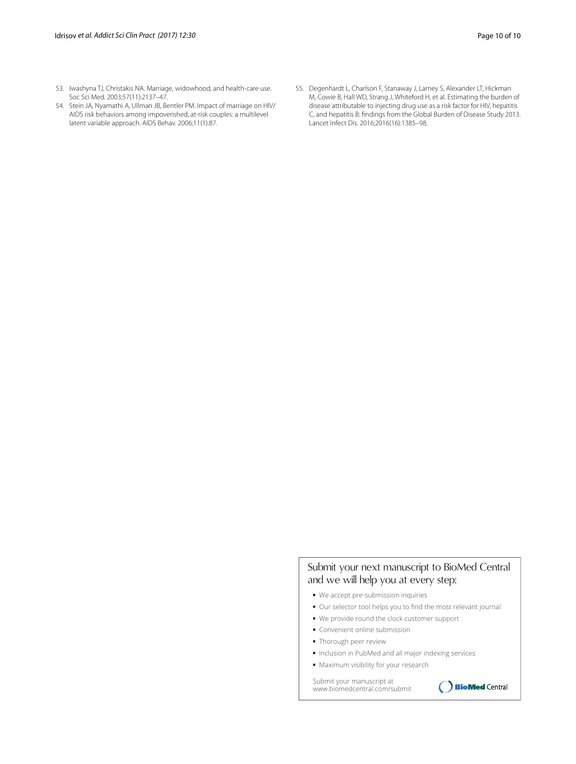53. Iwashyna TJ, Christakis NA. Marriage, widowhood, and health-care use. Soc Sci Med. 2003;57(11):2137–47.
54. Stein JA, Nyamathi A, Ullman JB, Bentler PM. Impact of marriage on HIV/AIDS risk behaviors among impoverished, at-risk couples: a multilevel latent variable approach. AIDS Behav. 2006;11(1):87.
55. Degenhardt L, Charlson F, Stanaway J, Larney S, Alexander LT, Hickman M, Cowie B, Hall WD, Strang J, Whiteford H, et al. Estimating the burden of disease attributable to injecting drug use as a risk factor for HIV, hepatitis C, and hepatitis B: findings from the Global Burden of Disease Study 2013. Lancet Infect Dis. 2016;2016(16):1385–98.

Submit your next manuscript to BioMed Central and we will help you at every step:

- We accept pre-submission inquiries
- Our selector tool helps you to find the most relevant journal
- We provide round the clock customer support
- Convenient online submission
- Thorough peer review
- Inclusion in PubMed and all major indexing services
- Maximum visibility for your research

Submit your manuscript at www.biomedcentral.com/submit

BioMed Central